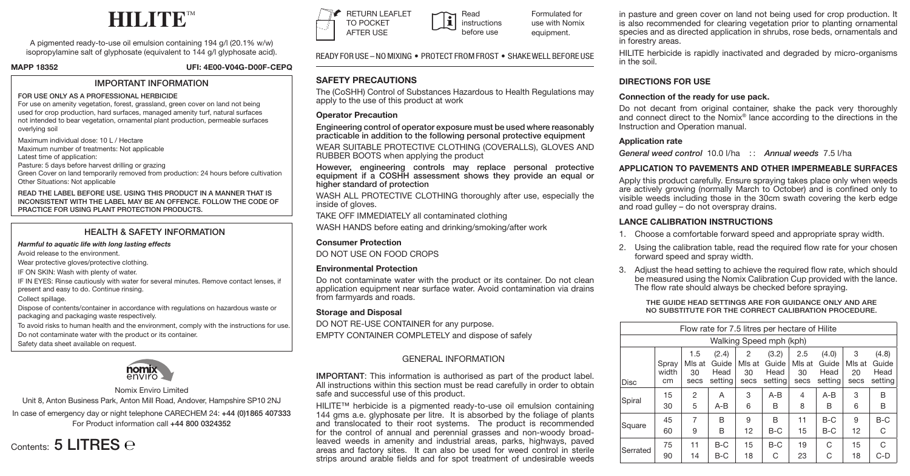# HILITE™

A pigmented ready-to-use oil emulsion containing 194 g/l (20.1% w/w) isopropylamine salt of glyphosate (equivalent to 144 g/l glyphosate acid).

**MAPP 18352** **UFI: 4E00-V04G-D00F-CEPQ**

## IMPORTANT INFORMATION

**FOR USE ONLY AS A PROFESSIONAL HERBICIDE**

For use on amenity vegetation, forest, grassland, green cover on land not being used for crop production, hard surfaces, managed amenity turf, natural surfaces not intended to bear vegetation, ornamental plant production, permeable surfaces overlying soil

Maximum individual dose: 10 L / Hectare
Maximum number of treatments: Not applicable
Latest time of application:
Pasture: 5 days before harvest drilling or grazing
Green Cover on land temporarily removed from production: 24 hours before cultivation
Other Situations: Not applicable

**READ THE LABEL BEFORE USE. USING THIS PRODUCT IN A MANNER THAT IS INCONSISTENT WITH THE LABEL MAY BE AN OFFENCE. FOLLOW THE CODE OF PRACTICE FOR USING PLANT PROTECTION PRODUCTS.**

## HEALTH & SAFETY INFORMATION

***Harmful to aquatic life with long lasting effects***

Avoid release to the environment.
Wear protective gloves/protective clothing.
IF ON SKIN: Wash with plenty of water.
IF IN EYES: Rinse cautiously with water for several minutes. Remove contact lenses, if present and easy to do. Continue rinsing.
Collect spillage.
Dispose of contents/container in accordance with regulations on hazardous waste or packaging and packaging waste respectively.
To avoid risks to human health and the environment, comply with the instructions for use.
Do not contaminate water with the product or its container.
Safety data sheet available on request.

Nomix Enviro Limited
Unit 8, Anton Business Park, Anton Mill Road, Andover, Hampshire SP10 2NJ

In case of emergency day or night telephone CARECHEM 24: **+44 (0)1865 407333**
For Product information call **+44 800 0324352**

Contents: **5 LITRES ℮**

RETURN LEAFLET TO POCKET AFTER USE

Read instructions before use

Formulated for use with Nomix equipment.

READY FOR USE – NO MIXING • PROTECT FROM FROST • SHAKE WELL BEFORE USE

## SAFETY PRECAUTIONS

The (CoSHH) Control of Substances Hazardous to Health Regulations may apply to the use of this product at work

### Operator Precaution

**Engineering control of operator exposure must be used where reasonably practicable in addition to the following personal protective equipment**

WEAR SUITABLE PROTECTIVE CLOTHING (COVERALLS), GLOVES AND RUBBER BOOTS when applying the product

**However, engineering controls may replace personal protective equipment if a COSHH assessment shows they provide an equal or higher standard of protection**

WASH ALL PROTECTIVE CLOTHING thoroughly after use, especially the inside of gloves.

TAKE OFF IMMEDIATELY all contaminated clothing

WASH HANDS before eating and drinking/smoking/after work

### Consumer Protection

DO NOT USE ON FOOD CROPS

### Environmental Protection

Do not contaminate water with the product or its container. Do not clean application equipment near surface water. Avoid contamination via drains from farmyards and roads.

### Storage and Disposal

DO NOT RE-USE CONTAINER for any purpose.

EMPTY CONTAINER COMPLETELY and dispose of safely

## GENERAL INFORMATION

**IMPORTANT**: This information is authorised as part of the product label. All instructions within this section must be read carefully in order to obtain safe and successful use of this product.

HILITE™ herbicide is a pigmented ready-to-use oil emulsion containing 144 gms a.e. glyphosate per litre. It is absorbed by the foliage of plants and translocated to their root systems. The product is recommended for the control of annual and perennial grasses and non-woody broad-leaved weeds in amenity and industrial areas, parks, highways, paved areas and factory sites. It can also be used for weed control in sterile strips around arable fields and for spot treatment of undesirable weeds in pasture and green cover on land not being used for crop production. It is also recommended for clearing vegetation prior to planting ornamental species and as directed application in shrubs, rose beds, ornamentals and in forestry areas.

HILITE herbicide is rapidly inactivated and degraded by micro-organisms in the soil.

## DIRECTIONS FOR USE

### Connection of the ready for use pack.

Do not decant from original container, shake the pack very thoroughly and connect direct to the Nomix® lance according to the directions in the Instruction and Operation manual.

### Application rate

*General weed control* 10.0 l/ha :: *Annual weeds* 7.5 l/ha

### APPLICATION TO PAVEMENTS AND OTHER IMPERMEABLE SURFACES

Apply this product carefully. Ensure spraying takes place only when weeds are actively growing (normally March to October) and is confined only to visible weeds including those in the 30cm swath covering the kerb edge and road gulley – do not overspray drains.

### LANCE CALIBRATION INSTRUCTIONS

1. Choose a comfortable forward speed and appropriate spray width.
2. Using the calibration table, read the required flow rate for your chosen forward speed and spray width.
3. Adjust the head setting to achieve the required flow rate, which should be measured using the Nomix Calibration Cup provided with the lance. The flow rate should always be checked before spraying.

**THE GUIDE HEAD SETTINGS ARE FOR GUIDANCE ONLY AND ARE NO SUBSTITUTE FOR THE CORRECT CALIBRATION PROCEDURE.**

| Flow rate for 7.5 litres per hectare of Hilite | | | | | | | | | |
|---|---|---|---|---|---|---|---|---|---|
| | | Walking Speed mph (kph) | | | | | | | |
| | | 1.5 | (2.4) | 2 | (3.2) | 2.5 | (4.0) | 3 | (4.8) |
| Disc | Spray width cm | Mls at 30 secs | Guide Head setting | Mls at 30 secs | Guide Head setting | Mls at 30 secs | Guide Head setting | Mls at 20 secs | Guide Head setting |
| Spiral | 15 | 2 | A | 3 | A-B | 4 | A-B | 3 | B |
| | 30 | 5 | A-B | 6 | B | 8 | B | 6 | B |
| Square | 45 | 7 | B | 9 | B | 11 | B-C | 9 | B-C |
| | 60 | 9 | B | 12 | B-C | 15 | B-C | 12 | C |
| Serrated | 75 | 11 | B-C | 15 | B-C | 19 | C | 15 | C |
| | 90 | 14 | B-C | 18 | C | 23 | C | 18 | C-D |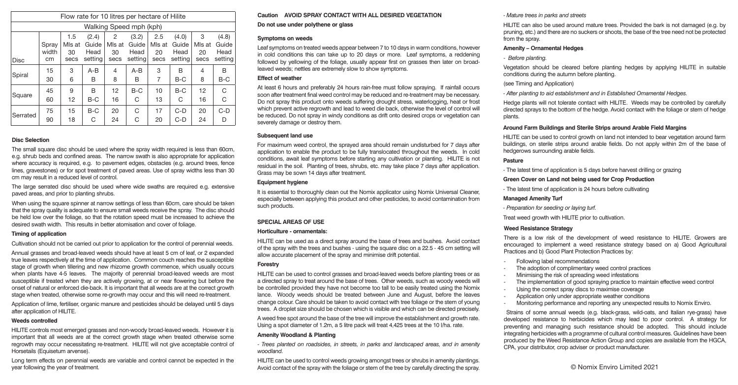| Flow rate for 10 litres per hectare of Hilite | | | | | | | | | | |
|---|---|---|---|---|---|---|---|---|---|---|
| | | Walking Speed mph (kph) | | | | | | | | |
| Disc | Spray width cm | 1.5 Mls at 30 secs | (2.4) Guide Head setting | 2 Mls at 30 secs | (3.2) Guide Head setting | 2.5 Mls at 20 secs | (4.0) Guide Head setting | 3 Mls at 20 secs | (4.8) Guide Head setting |
| Spiral | 15 | 3 | A-B | 4 | A-B | 3 | B | 4 | B |
| | 30 | 6 | B | 8 | B | 7 | B-C | 8 | B-C |
| Square | 45 | 9 | B | 12 | B-C | 10 | B-C | 12 | C |
| | 60 | 12 | B-C | 16 | C | 13 | C | 16 | C |
| Serrated | 75 | 15 | B-C | 20 | C | 17 | C-D | 20 | C-D |
| | 90 | 18 | C | 24 | C | 20 | C-D | 24 | D |

### Disc Selection

The small square disc should be used where the spray width required is less than 60cm, e.g. shrub beds and confined areas. The narrow swath is also appropriate for application where accuracy is required, e.g. to pavement edges, obstacles (e.g. around trees, fence lines, gravestones) or for spot treatment of paved areas. Use of spray widths less than 30 cm may result in a reduced level of control.

The large serrated disc should be used where wide swaths are required e.g. extensive paved areas, and prior to planting shrubs.

When using the square spinner at narrow settings of less than 60cm, care should be taken that the spray quality is adequate to ensure small weeds receive the spray. The disc should be held low over the foliage, so that the rotation speed must be increased to achieve the desired swath width. This results in better atomisation and cover of foliage.

### Timing of application

Cultivation should not be carried out prior to application for the control of perennial weeds.

Annual grasses and broad-leaved weeds should have at least 5 cm of leaf, or 2 expanded true leaves respectively at the time of application. Common couch reaches the susceptible stage of growth when tillering and new rhizome growth commence, which usually occurs when plants have 4-5 leaves. The majority of perennial broad-leaved weeds are most susceptible if treated when they are actively growing, at or near flowering but before the onset of natural or enforced die-back. It is important that all weeds are at the correct growth stage when treated, otherwise some re-growth may occur and this will need re-treatment.

Application of lime, fertiliser, organic manure and pesticides should be delayed until 5 days after application of HILITE.

### Weeds controlled

HILITE controls most emerged grasses and non-woody broad-leaved weeds. However it is important that all weeds are at the correct growth stage when treated otherwise some regrowth may occur necessitating re-treatment. HILITE will not give acceptable control of Horsetails (Equisetum arvense).

Long term effects on perennial weeds are variable and control cannot be expected in the year following the year of treatment.

### Caution AVOID SPRAY CONTACT WITH ALL DESIRED VEGETATION

**Do not use under polythene or glass**

### Symptoms on weeds

Leaf symptoms on treated weeds appear between 7 to 10 days in warm conditions, however in cold conditions this can take up to 20 days or more. Leaf symptoms, a reddening followed by yellowing of the foliage, usually appear first on grasses then later on broad-leaved weeds; nettles are extremely slow to show symptoms.

### Effect of weather

At least 6 hours and preferably 24 hours rain-free must follow spraying. If rainfall occurs soon after treatment final weed control may be reduced and re-treatment may be necessary. Do not spray this product onto weeds suffering drought stress, waterlogging, heat or frost which prevent active regrowth and lead to weed die back, otherwise the level of control will be reduced. Do not spray in windy conditions as drift onto desired crops or vegetation can severely damage or destroy them.

### Subsequent land use

For maximum weed control, the sprayed area should remain undisturbed for 7 days after application to enable the product to be fully translocated throughout the weeds. In cold conditions, await leaf symptoms before starting any cultivation or planting. HILITE is not residual in the soil. Planting of trees, shrubs, etc. may take place 7 days after application. Grass may be sown 14 days after treatment.

### Equipment hygiene

It is essential to thoroughly clean out the Nomix applicator using Nomix Universal Cleaner, especially between applying this product and other pesticides, to avoid contamination from such products.

## SPECIAL AREAS OF USE

### Horticulture - ornamentals:

HILITE can be used as a direct spray around the base of trees and bushes. Avoid contact of the spray with the trees and bushes - using the square disc on a 22.5 - 45 cm setting will allow accurate placement of the spray and minimise drift potential.

### Forestry

HILITE can be used to control grasses and broad-leaved weeds before planting trees or as a directed spray to treat around the base of trees. Other weeds, such as woody weeds will be controlled provided they have not become too tall to be easily treated using the Nomix lance. Woody weeds should be treated between June and August, before the leaves change colour. Care should be taken to avoid contact with tree foliage or the stem of young trees. A droplet size should be chosen which is visible and which can be directed precisely.

A weed free spot around the base of the tree will improve the establishment and growth rate. Using a spot diameter of 1.2m, a 5 litre pack will treat 4,425 trees at the 10 l/ha. rate.

### Amenity Woodland & Planting

*- Trees planted on roadsides, in streets, in parks and landscaped areas, and in amenity woodland.*

HILITE can be used to control weeds growing amongst trees or shrubs in amenity plantings. Avoid contact of the spray with the foliage or stem of the tree by carefully directing the spray.

*- Mature trees in parks and streets*

HILITE can also be used around mature trees. Provided the bark is not damaged (e.g. by pruning, etc.) and there are no suckers or shoots, the base of the tree need not be protected from the spray.

### Amenity – Ornamental Hedges

*- Before planting.*

Vegetation should be cleared before planting hedges by applying HILITE in suitable conditions during the autumn before planting.

(see Timing and Application)

*- After planting to aid establishment and in Established Ornamental Hedges.*

Hedge plants will not tolerate contact with HILITE. Weeds may be controlled by carefully directed sprays to the bottom of the hedge. Avoid contact with the foliage or stem of hedge plants.

### Around Farm Buildings and Sterile Strips around Arable Field Margins

HILITE can be used to control growth on land not intended to bear vegetation around farm buildings, on sterile strips around arable fields. Do not apply within 2m of the base of hedgerows surrounding arable fields.

### Pasture

- The latest time of application is 5 days before harvest drilling or grazing

### Green Cover on Land not being used for Crop Production

- The latest time of application is 24 hours before cultivating

### Managed Amenity Turf

*- Preparation for seeding or laying turf.*

Treat weed growth with HILITE prior to cultivation.

### Weed Resistance Strategy

There is a low risk of the development of weed resistance to HILITE. Growers are encouraged to implement a weed resistance strategy based on a) Good Agricultural Practices and b) Good Plant Protection Practices by:

- Following label recommendations
- The adoption of complimentary weed control practices
- Minimising the risk of spreading weed infestations
- The implementation of good spraying practice to maintain effective weed control
- Using the correct spray discs to maximise coverage
- Application only under appropriate weather conditions
- Monitoring performance and reporting any unexpected results to Nomix Enviro.

Strains of some annual weeds (e.g. black-grass, wild-oats, and Italian rye-grass) have developed resistance to herbicides which may lead to poor control. A strategy for preventing and managing such resistance should be adopted. This should include integrating herbicides with a programme of cultural control measures. Guidelines have been produced by the Weed Resistance Action Group and copies are available from the HGCA, CPA, your distributor, crop adviser or product manufacturer.

© Nomix Enviro Limited 2021